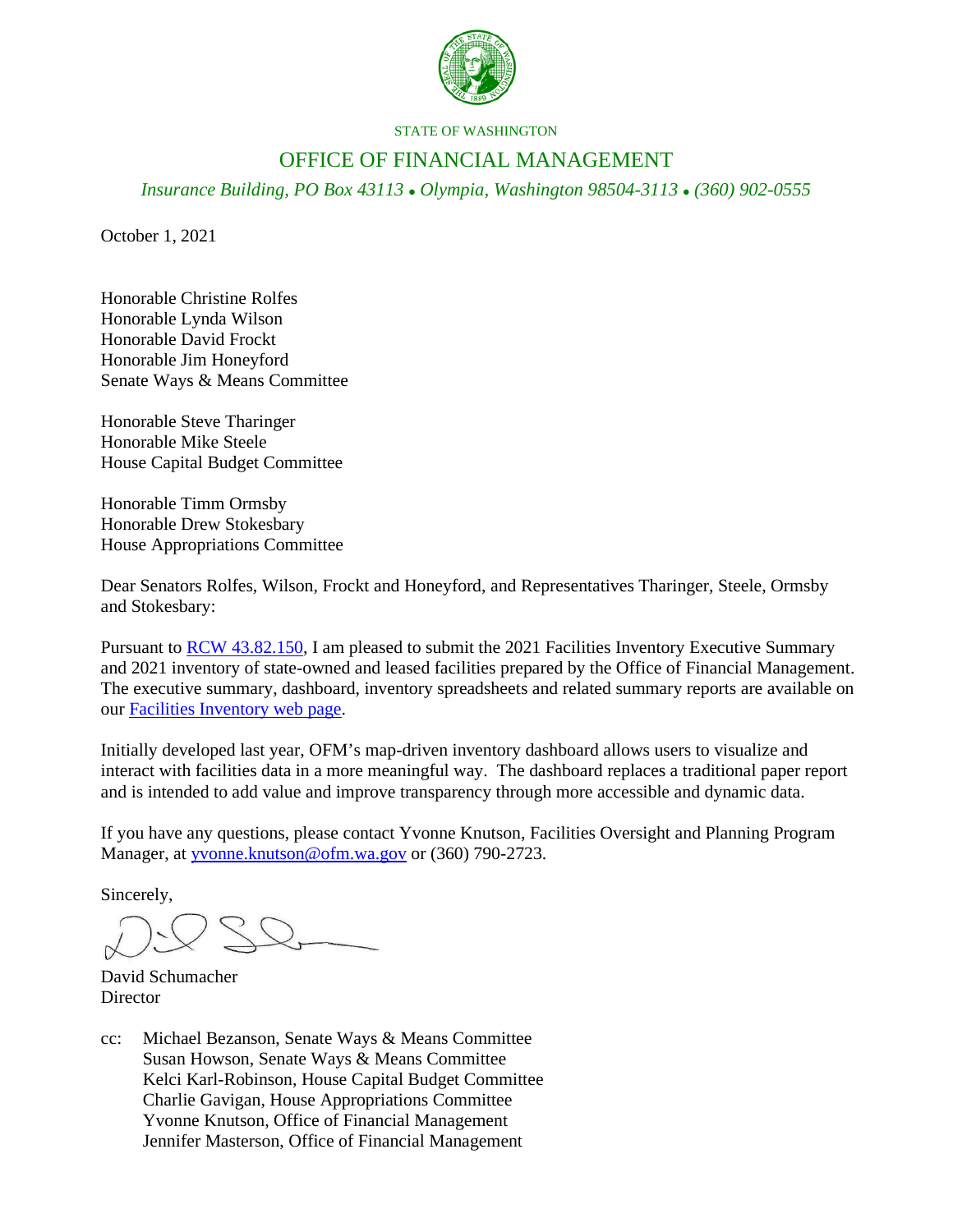STATE OF WASHINGTON

OFFICE OF FINANCIAL MANAGEMENT

*Insurance Building, PO Box 43113 • Olympia, Washington 98504-3113 • (360) 902-0555*

October 1, 2021

Honorable Christine Rolfes
Honorable Lynda Wilson
Honorable David Frockt
Honorable Jim Honeyford
Senate Ways & Means Committee

Honorable Steve Tharinger
Honorable Mike Steele
House Capital Budget Committee

Honorable Timm Ormsby
Honorable Drew Stokesbary
House Appropriations Committee

Dear Senators Rolfes, Wilson, Frockt and Honeyford, and Representatives Tharinger, Steele, Ormsby and Stokesbary:

Pursuant to RCW 43.82.150, I am pleased to submit the 2021 Facilities Inventory Executive Summary and 2021 inventory of state-owned and leased facilities prepared by the Office of Financial Management. The executive summary, dashboard, inventory spreadsheets and related summary reports are available on our Facilities Inventory web page.

Initially developed last year, OFM's map-driven inventory dashboard allows users to visualize and interact with facilities data in a more meaningful way. The dashboard replaces a traditional paper report and is intended to add value and improve transparency through more accessible and dynamic data.

If you have any questions, please contact Yvonne Knutson, Facilities Oversight and Planning Program Manager, at yvonne.knutson@ofm.wa.gov or (360) 790-2723.

Sincerely,

David Schumacher
Director

cc: Michael Bezanson, Senate Ways & Means Committee
Susan Howson, Senate Ways & Means Committee
Kelci Karl-Robinson, House Capital Budget Committee
Charlie Gavigan, House Appropriations Committee
Yvonne Knutson, Office of Financial Management
Jennifer Masterson, Office of Financial Management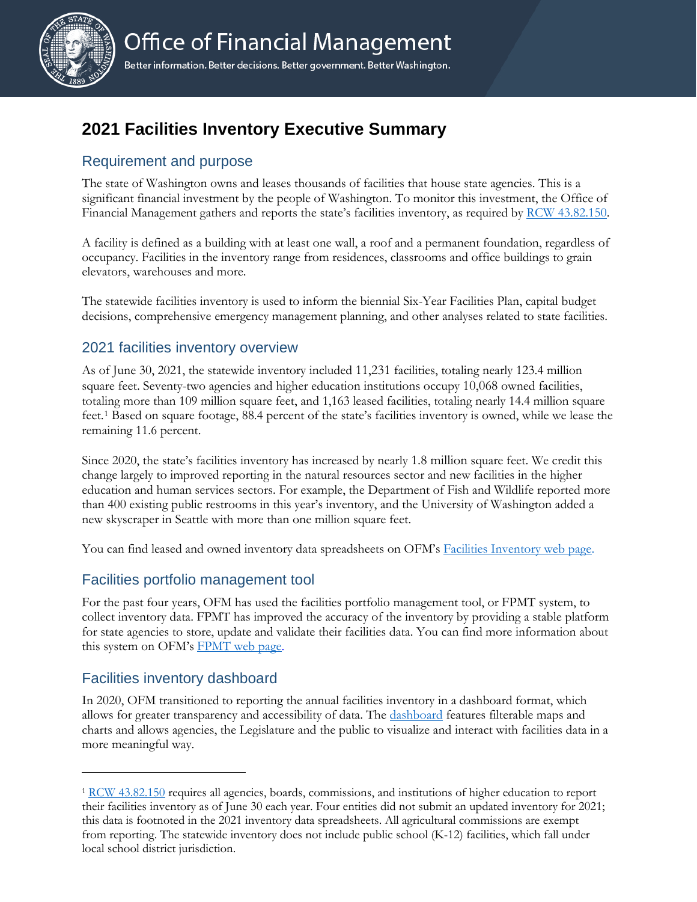Office of Financial Management

Better information. Better decisions. Better government. Better Washington.

# 2021 Facilities Inventory Executive Summary

## Requirement and purpose

The state of Washington owns and leases thousands of facilities that house state agencies. This is a significant financial investment by the people of Washington. To monitor this investment, the Office of Financial Management gathers and reports the state's facilities inventory, as required by RCW 43.82.150.

A facility is defined as a building with at least one wall, a roof and a permanent foundation, regardless of occupancy. Facilities in the inventory range from residences, classrooms and office buildings to grain elevators, warehouses and more.

The statewide facilities inventory is used to inform the biennial Six-Year Facilities Plan, capital budget decisions, comprehensive emergency management planning, and other analyses related to state facilities.

## 2021 facilities inventory overview

As of June 30, 2021, the statewide inventory included 11,231 facilities, totaling nearly 123.4 million square feet. Seventy-two agencies and higher education institutions occupy 10,068 owned facilities, totaling more than 109 million square feet, and 1,163 leased facilities, totaling nearly 14.4 million square feet.[1] Based on square footage, 88.4 percent of the state's facilities inventory is owned, while we lease the remaining 11.6 percent.

Since 2020, the state's facilities inventory has increased by nearly 1.8 million square feet. We credit this change largely to improved reporting in the natural resources sector and new facilities in the higher education and human services sectors. For example, the Department of Fish and Wildlife reported more than 400 existing public restrooms in this year's inventory, and the University of Washington added a new skyscraper in Seattle with more than one million square feet.

You can find leased and owned inventory data spreadsheets on OFM's Facilities Inventory web page.

## Facilities portfolio management tool

For the past four years, OFM has used the facilities portfolio management tool, or FPMT system, to collect inventory data. FPMT has improved the accuracy of the inventory by providing a stable platform for state agencies to store, update and validate their facilities data. You can find more information about this system on OFM's FPMT web page.

## Facilities inventory dashboard

In 2020, OFM transitioned to reporting the annual facilities inventory in a dashboard format, which allows for greater transparency and accessibility of data. The dashboard features filterable maps and charts and allows agencies, the Legislature and the public to visualize and interact with facilities data in a more meaningful way.

---

[1] RCW 43.82.150 requires all agencies, boards, commissions, and institutions of higher education to report their facilities inventory as of June 30 each year. Four entities did not submit an updated inventory for 2021; this data is footnoted in the 2021 inventory data spreadsheets. All agricultural commissions are exempt from reporting. The statewide inventory does not include public school (K-12) facilities, which fall under local school district jurisdiction.